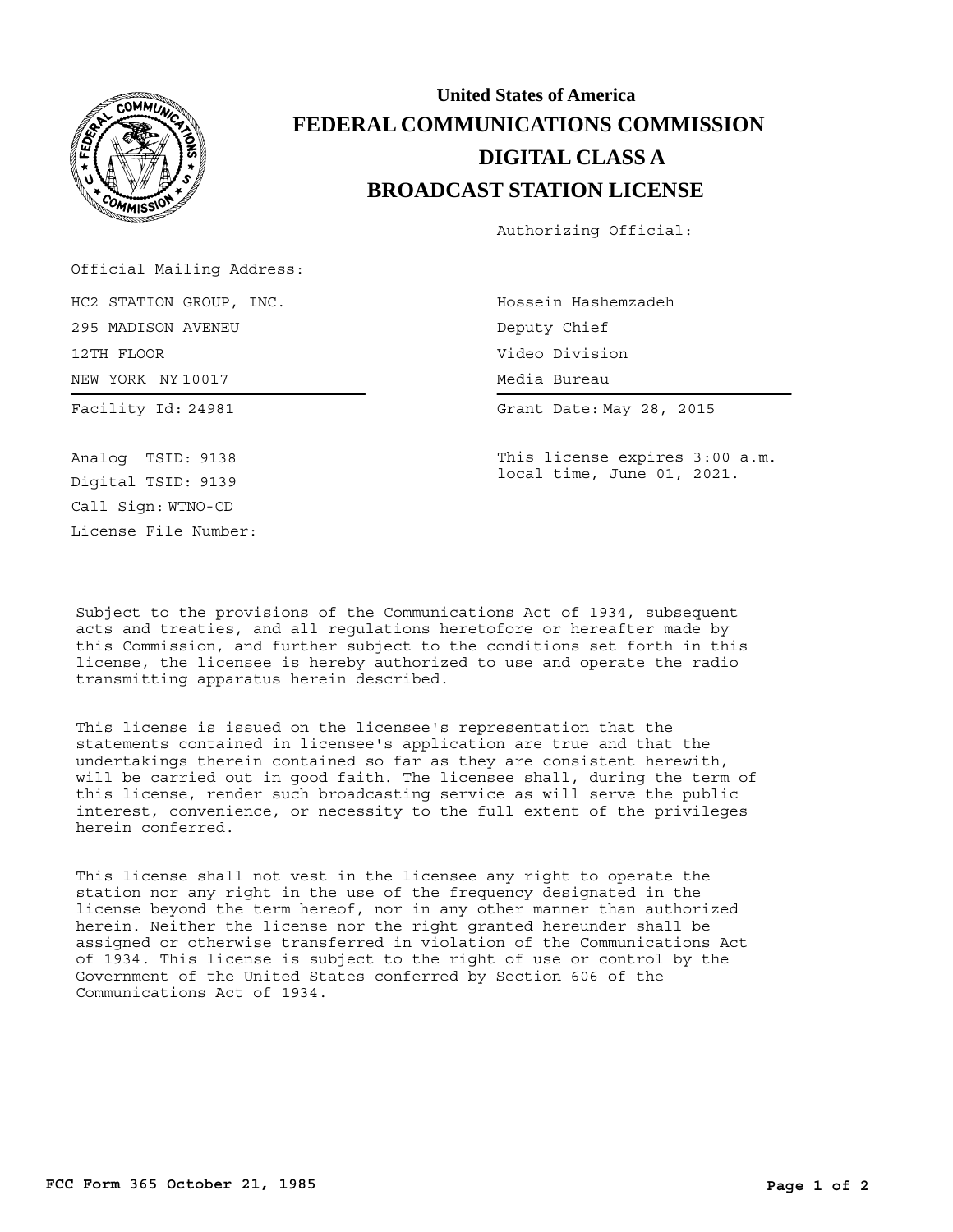# United States of America
# FEDERAL COMMUNICATIONS COMMISSION
# DIGITAL CLASS A
# BROADCAST STATION LICENSE

Authorizing Official:

Official Mailing Address:

HC2 STATION GROUP, INC.
295 MADISON AVENEU
12TH FLOOR
NEW YORK NY 10017

Hossein Hashemzadeh
Deputy Chief
Video Division
Media Bureau

Facility Id: 24981

Grant Date: May 28, 2015

Analog TSID: 9138
Digital TSID: 9139
Call Sign: WTNO-CD
License File Number:

This license expires 3:00 a.m. local time, June 01, 2021.

Subject to the provisions of the Communications Act of 1934, subsequent acts and treaties, and all regulations heretofore or hereafter made by this Commission, and further subject to the conditions set forth in this license, the licensee is hereby authorized to use and operate the radio transmitting apparatus herein described.

This license is issued on the licensee's representation that the statements contained in licensee's application are true and that the undertakings therein contained so far as they are consistent herewith, will be carried out in good faith. The licensee shall, during the term of this license, render such broadcasting service as will serve the public interest, convenience, or necessity to the full extent of the privileges herein conferred.

This license shall not vest in the licensee any right to operate the station nor any right in the use of the frequency designated in the license beyond the term hereof, nor in any other manner than authorized herein. Neither the license nor the right granted hereunder shall be assigned or otherwise transferred in violation of the Communications Act of 1934. This license is subject to the right of use or control by the Government of the United States conferred by Section 606 of the Communications Act of 1934.

**FCC Form 365 October 21, 1985**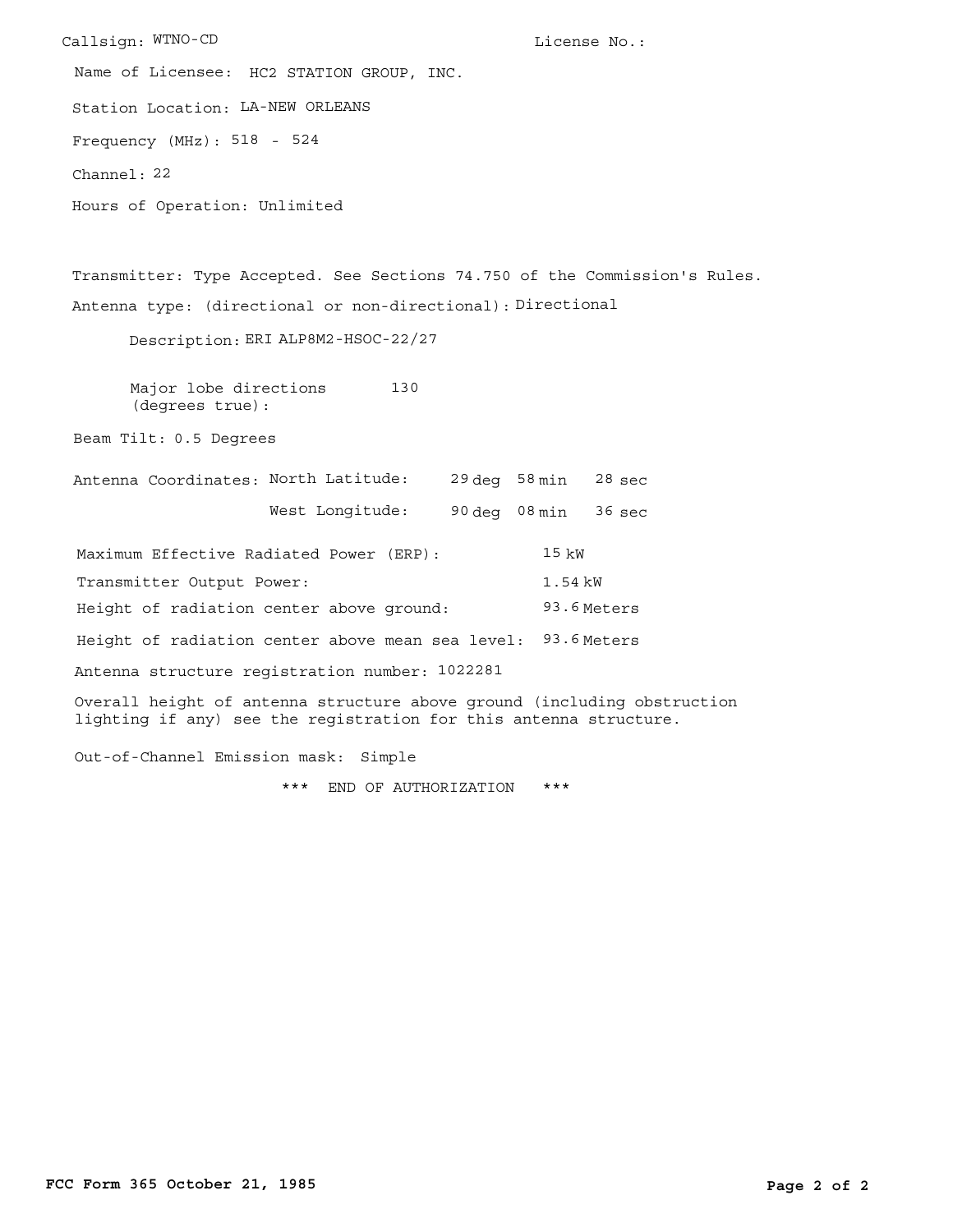Callsign: WTNO-CD License No.:

Name of Licensee: HC2 STATION GROUP, INC.

Station Location: LA-NEW ORLEANS

Frequency (MHz): 518 - 524

Channel: 22

Hours of Operation: Unlimited

Transmitter: Type Accepted. See Sections 74.750 of the Commission's Rules.

Antenna type: (directional or non-directional): Directional

Description: ERI ALP8M2-HSOC-22/27

Major lobe directions (degrees true): 130

Beam Tilt: 0.5 Degrees

Antenna Coordinates: North Latitude: 29 deg 58 min 28 sec

West Longitude: 90 deg 08 min 36 sec

| | |
|---|---|
| Maximum Effective Radiated Power (ERP): | 15 kW |
| Transmitter Output Power: | 1.54 kW |
| Height of radiation center above ground: | 93.6 Meters |
| Height of radiation center above mean sea level: | 93.6 Meters |

Antenna structure registration number: 1022281

Overall height of antenna structure above ground (including obstruction lighting if any) see the registration for this antenna structure.

Out-of-Channel Emission mask: Simple

*** END OF AUTHORIZATION ***

**FCC Form 365 October 21, 1985**